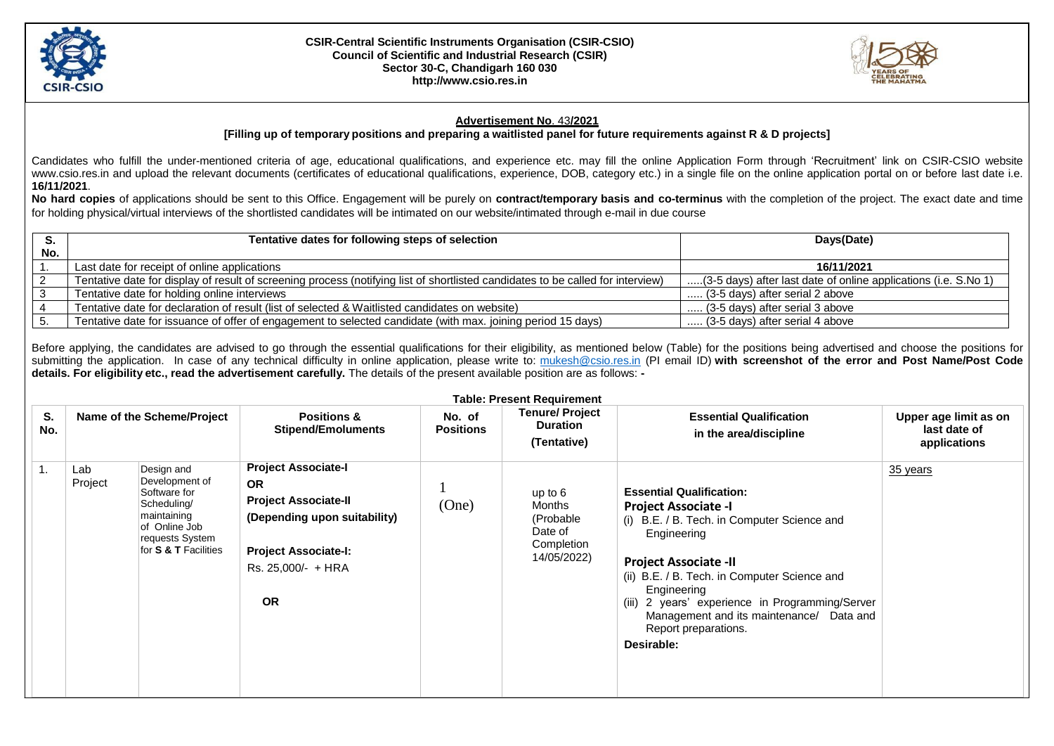**CSIR-Central Scientific Instruments Organisation (CSIR-CSIO)**
**Council of Scientific and Industrial Research (CSIR)**
**Sector 30-C, Chandigarh 160 030**
**http://www.csio.res.in**

## Advertisement No. 43/2021

**[Filling up of temporary positions and preparing a waitlisted panel for future requirements against R & D projects]**

Candidates who fulfill the under-mentioned criteria of age, educational qualifications, and experience etc. may fill the online Application Form through 'Recruitment' link on CSIR-CSIO website www.csio.res.in and upload the relevant documents (certificates of educational qualifications, experience, DOB, category etc.) in a single file on the online application portal on or before last date i.e. **16/11/2021**.

**No hard copies** of applications should be sent to this Office. Engagement will be purely on **contract/temporary basis and co-terminus** with the completion of the project. The exact date and time for holding physical/virtual interviews of the shortlisted candidates will be intimated on our website/intimated through e-mail in due course

| S. No. | Tentative dates for following steps of selection | Days(Date) |
|---|---|---|
| 1. | Last date for receipt of online applications | **16/11/2021** |
| 2 | Tentative date for display of result of screening process (notifying list of shortlisted candidates to be called for interview) | .....(3-5 days) after last date of online applications (i.e. S.No 1) |
| 3 | Tentative date for holding online interviews | ..... (3-5 days) after serial 2 above |
| 4 | Tentative date for declaration of result (list of selected & Waitlisted candidates on website) | ..... (3-5 days) after serial 3 above |
| 5. | Tentative date for issuance of offer of engagement to selected candidate (with max. joining period 15 days) | ..... (3-5 days) after serial 4 above |

Before applying, the candidates are advised to go through the essential qualifications for their eligibility, as mentioned below (Table) for the positions being advertised and choose the positions for submitting the application. In case of any technical difficulty in online application, please write to: mukesh@csio.res.in (PI email ID) **with screenshot of the error and Post Name/Post Code details. For eligibility etc., read the advertisement carefully.** The details of the present available position are as follows: **-**

**Table: Present Requirement**

| S. No. | Name of the Scheme/Project | | Positions & Stipend/Emoluments | No. of Positions | Tenure/ Project Duration (Tentative) | Essential Qualification in the area/discipline | Upper age limit as on last date of applications |
|---|---|---|---|---|---|---|---|
| 1. | Lab Project | Design and Development of Software for Scheduling/ maintaining of Online Job requests System for **S & T** Facilities | **Project Associate-I** **OR** **Project Associate-II** **(Depending upon suitability)** <br><br> **Project Associate-I:** Rs. 25,000/- + HRA <br><br> **OR** | 1 (One) | up to 6 Months (Probable Date of Completion 14/05/2022) | **Essential Qualification:** <br> **Project Associate -I** <br> (i) B.E. / B. Tech. in Computer Science and Engineering <br><br> **Project Associate -II** <br> (ii) B.E. / B. Tech. in Computer Science and Engineering <br> (iii) 2 years' experience in Programming/Server Management and its maintenance/ Data and Report preparations. <br> **Desirable:** | 35 years |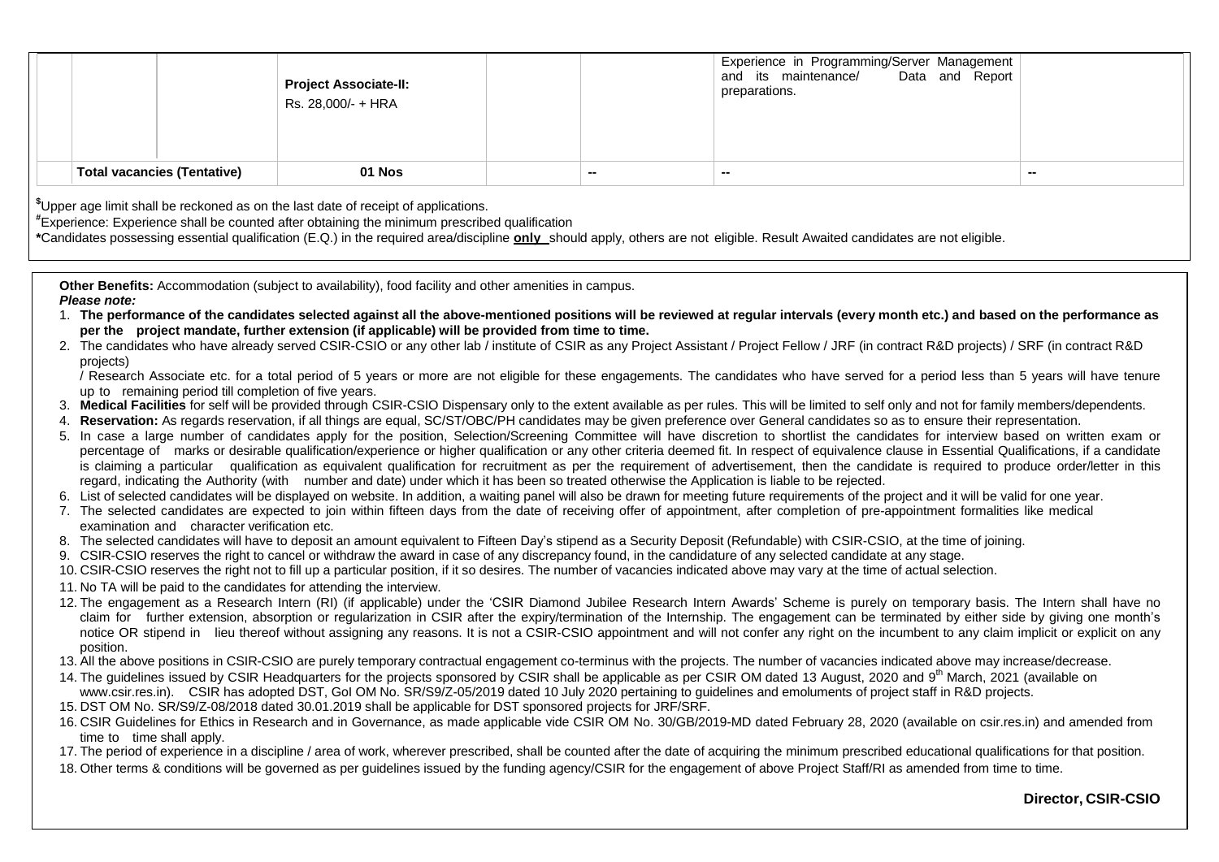| | | | | | | |
|---|---|---|---|---|---|---|
| | | **Project Associate-II:** Rs. 28,000/- + HRA | | | Experience in Programming/Server Management and its maintenance/ Data and Report preparations. | |
| **Total vacancies (Tentative)** | | **01 Nos** | | -- | -- | -- |

$Upper age limit shall be reckoned as on the last date of receipt of applications.

#Experience: Experience shall be counted after obtaining the minimum prescribed qualification

***Candidates possessing essential qualification (E.Q.) in the required area/discipline <u>**only**</u> should apply, others are not eligible. Result Awaited candidates are not eligible.

**Other Benefits:** Accommodation (subject to availability), food facility and other amenities in campus.

***Please note:***

1. **The performance of the candidates selected against all the above-mentioned positions will be reviewed at regular intervals (every month etc.) and based on the performance as per the project mandate, further extension (if applicable) will be provided from time to time.**
2. The candidates who have already served CSIR-CSIO or any other lab / institute of CSIR as any Project Assistant / Project Fellow / JRF (in contract R&D projects) / SRF (in contract R&D projects) / Research Associate etc. for a total period of 5 years or more are not eligible for these engagements. The candidates who have served for a period less than 5 years will have tenure up to remaining period till completion of five years.
3. **Medical Facilities** for self will be provided through CSIR-CSIO Dispensary only to the extent available as per rules. This will be limited to self only and not for family members/dependents.
4. **Reservation:** As regards reservation, if all things are equal, SC/ST/OBC/PH candidates may be given preference over General candidates so as to ensure their representation.
5. In case a large number of candidates apply for the position, Selection/Screening Committee will have discretion to shortlist the candidates for interview based on written exam or percentage of marks or desirable qualification/experience or higher qualification or any other criteria deemed fit. In respect of equivalence clause in Essential Qualifications, if a candidate is claiming a particular qualification as equivalent qualification for recruitment as per the requirement of advertisement, then the candidate is required to produce order/letter in this regard, indicating the Authority (with number and date) under which it has been so treated otherwise the Application is liable to be rejected.
6. List of selected candidates will be displayed on website. In addition, a waiting panel will also be drawn for meeting future requirements of the project and it will be valid for one year.
7. The selected candidates are expected to join within fifteen days from the date of receiving offer of appointment, after completion of pre-appointment formalities like medical examination and character verification etc.
8. The selected candidates will have to deposit an amount equivalent to Fifteen Day's stipend as a Security Deposit (Refundable) with CSIR-CSIO, at the time of joining.
9. CSIR-CSIO reserves the right to cancel or withdraw the award in case of any discrepancy found, in the candidature of any selected candidate at any stage.
10. CSIR-CSIO reserves the right not to fill up a particular position, if it so desires. The number of vacancies indicated above may vary at the time of actual selection.
11. No TA will be paid to the candidates for attending the interview.
12. The engagement as a Research Intern (RI) (if applicable) under the 'CSIR Diamond Jubilee Research Intern Awards' Scheme is purely on temporary basis. The Intern shall have no claim for further extension, absorption or regularization in CSIR after the expiry/termination of the Internship. The engagement can be terminated by either side by giving one month's notice OR stipend in lieu thereof without assigning any reasons. It is not a CSIR-CSIO appointment and will not confer any right on the incumbent to any claim implicit or explicit on any position.
13. All the above positions in CSIR-CSIO are purely temporary contractual engagement co-terminus with the projects. The number of vacancies indicated above may increase/decrease.
14. The guidelines issued by CSIR Headquarters for the projects sponsored by CSIR shall be applicable as per CSIR OM dated 13 August, 2020 and 9th March, 2021 (available on www.csir.res.in). CSIR has adopted DST, GoI OM No. SR/S9/Z-05/2019 dated 10 July 2020 pertaining to guidelines and emoluments of project staff in R&D projects.
15. DST OM No. SR/S9/Z-08/2018 dated 30.01.2019 shall be applicable for DST sponsored projects for JRF/SRF.
16. CSIR Guidelines for Ethics in Research and in Governance, as made applicable vide CSIR OM No. 30/GB/2019-MD dated February 28, 2020 (available on csir.res.in) and amended from time to time shall apply.
17. The period of experience in a discipline / area of work, wherever prescribed, shall be counted after the date of acquiring the minimum prescribed educational qualifications for that position.
18. Other terms & conditions will be governed as per guidelines issued by the funding agency/CSIR for the engagement of above Project Staff/RI as amended from time to time.

**Director, CSIR-CSIO**